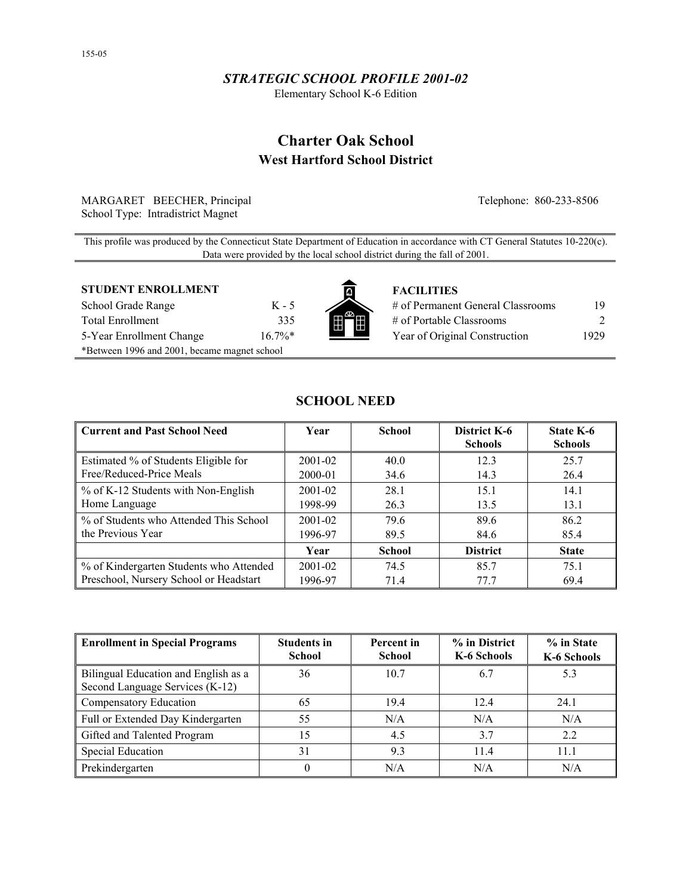155-05

## *STRATEGIC SCHOOL PROFILE 2001-02*

Elementary School K-6 Edition

# Charter Oak School

## West Hartford School District

MARGARET BEECHER, Principal
School Type: Intradistrict Magnet

Telephone: 860-233-8506

This profile was produced by the Connecticut State Department of Education in accordance with CT General Statutes 10-220(c). Data were provided by the local school district during the fall of 2001.

**STUDENT ENROLLMENT**

| | |
|---|---|
| School Grade Range | K - 5 |
| Total Enrollment | 335 |
| 5-Year Enrollment Change | 16.7%* |

*Between 1996 and 2001, became magnet school

**FACILITIES**

| | |
|---|---|
| # of Permanent General Classrooms | 19 |
| # of Portable Classrooms | 2 |
| Year of Original Construction | 1929 |

## SCHOOL NEED

| Current and Past School Need | Year | School | District K-6 Schools | State K-6 Schools |
|---|---|---|---|---|
| Estimated % of Students Eligible for Free/Reduced-Price Meals | 2001-02 | 40.0 | 12.3 | 25.7 |
| | 2000-01 | 34.6 | 14.3 | 26.4 |
| % of K-12 Students with Non-English Home Language | 2001-02 | 28.1 | 15.1 | 14.1 |
| | 1998-99 | 26.3 | 13.5 | 13.1 |
| % of Students who Attended This School the Previous Year | 2001-02 | 79.6 | 89.6 | 86.2 |
| | 1996-97 | 89.5 | 84.6 | 85.4 |
| | **Year** | **School** | **District** | **State** |
| % of Kindergarten Students who Attended Preschool, Nursery School or Headstart | 2001-02 | 74.5 | 85.7 | 75.1 |
| | 1996-97 | 71.4 | 77.7 | 69.4 |

| Enrollment in Special Programs | Students in School | Percent in School | % in District K-6 Schools | % in State K-6 Schools |
|---|---|---|---|---|
| Bilingual Education and English as a Second Language Services (K-12) | 36 | 10.7 | 6.7 | 5.3 |
| Compensatory Education | 65 | 19.4 | 12.4 | 24.1 |
| Full or Extended Day Kindergarten | 55 | N/A | N/A | N/A |
| Gifted and Talented Program | 15 | 4.5 | 3.7 | 2.2 |
| Special Education | 31 | 9.3 | 11.4 | 11.1 |
| Prekindergarten | 0 | N/A | N/A | N/A |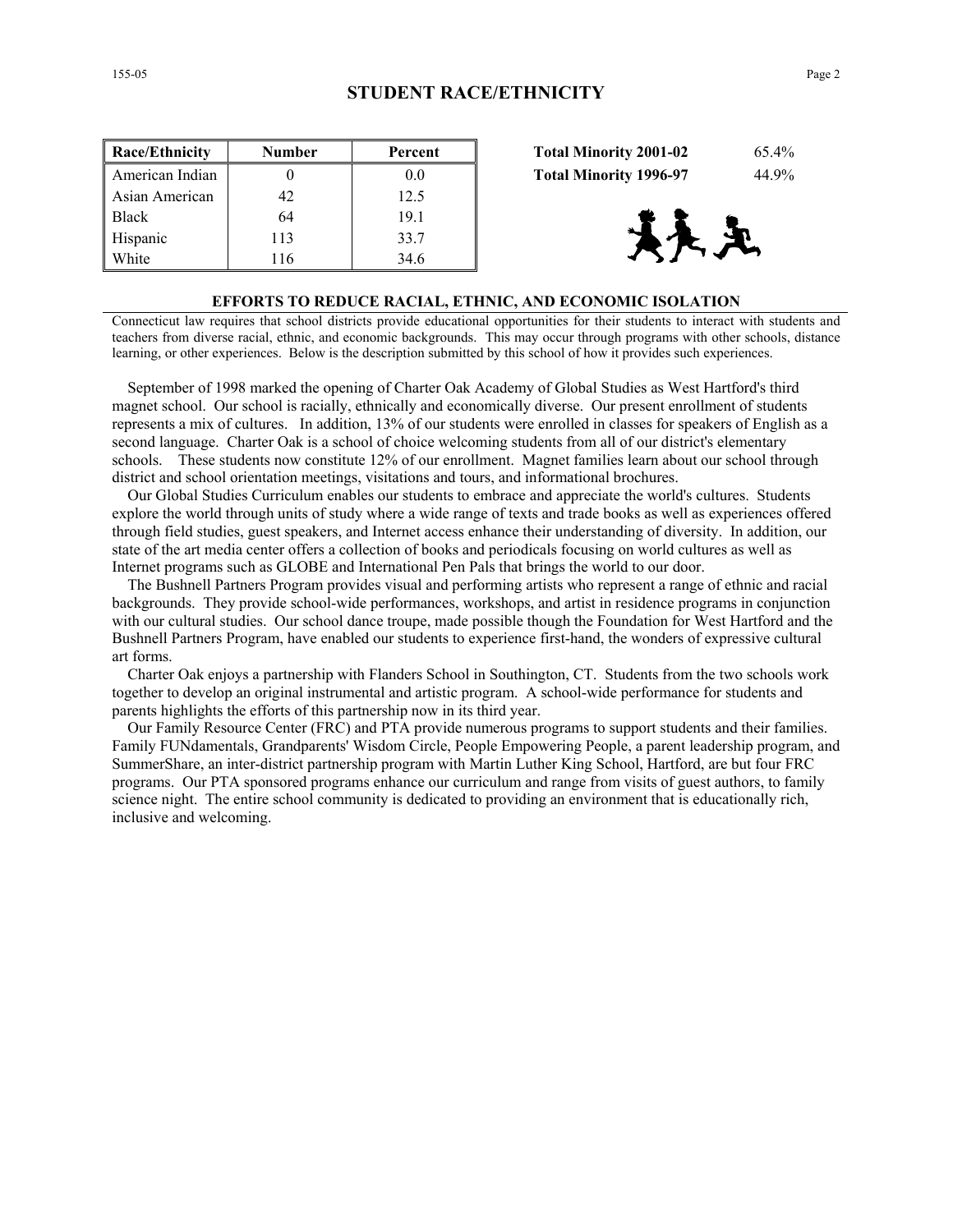## STUDENT RACE/ETHNICITY

| Race/Ethnicity | Number | Percent |
|---|---|---|
| American Indian | 0 | 0.0 |
| Asian American | 42 | 12.5 |
| Black | 64 | 19.1 |
| Hispanic | 113 | 33.7 |
| White | 116 | 34.6 |

| | |
|---|---|
| **Total Minority 2001-02** | 65.4% |
| **Total Minority 1996-97** | 44.9% |

### EFFORTS TO REDUCE RACIAL, ETHNIC, AND ECONOMIC ISOLATION

Connecticut law requires that school districts provide educational opportunities for their students to interact with students and teachers from diverse racial, ethnic, and economic backgrounds. This may occur through programs with other schools, distance learning, or other experiences. Below is the description submitted by this school of how it provides such experiences.

September of 1998 marked the opening of Charter Oak Academy of Global Studies as West Hartford's third magnet school. Our school is racially, ethnically and economically diverse. Our present enrollment of students represents a mix of cultures. In addition, 13% of our students were enrolled in classes for speakers of English as a second language. Charter Oak is a school of choice welcoming students from all of our district's elementary schools. These students now constitute 12% of our enrollment. Magnet families learn about our school through district and school orientation meetings, visitations and tours, and informational brochures.

Our Global Studies Curriculum enables our students to embrace and appreciate the world's cultures. Students explore the world through units of study where a wide range of texts and trade books as well as experiences offered through field studies, guest speakers, and Internet access enhance their understanding of diversity. In addition, our state of the art media center offers a collection of books and periodicals focusing on world cultures as well as Internet programs such as GLOBE and International Pen Pals that brings the world to our door.

The Bushnell Partners Program provides visual and performing artists who represent a range of ethnic and racial backgrounds. They provide school-wide performances, workshops, and artist in residence programs in conjunction with our cultural studies. Our school dance troupe, made possible though the Foundation for West Hartford and the Bushnell Partners Program, have enabled our students to experience first-hand, the wonders of expressive cultural art forms.

Charter Oak enjoys a partnership with Flanders School in Southington, CT. Students from the two schools work together to develop an original instrumental and artistic program. A school-wide performance for students and parents highlights the efforts of this partnership now in its third year.

Our Family Resource Center (FRC) and PTA provide numerous programs to support students and their families. Family FUNdamentals, Grandparents' Wisdom Circle, People Empowering People, a parent leadership program, and SummerShare, an inter-district partnership program with Martin Luther King School, Hartford, are but four FRC programs. Our PTA sponsored programs enhance our curriculum and range from visits of guest authors, to family science night. The entire school community is dedicated to providing an environment that is educationally rich, inclusive and welcoming.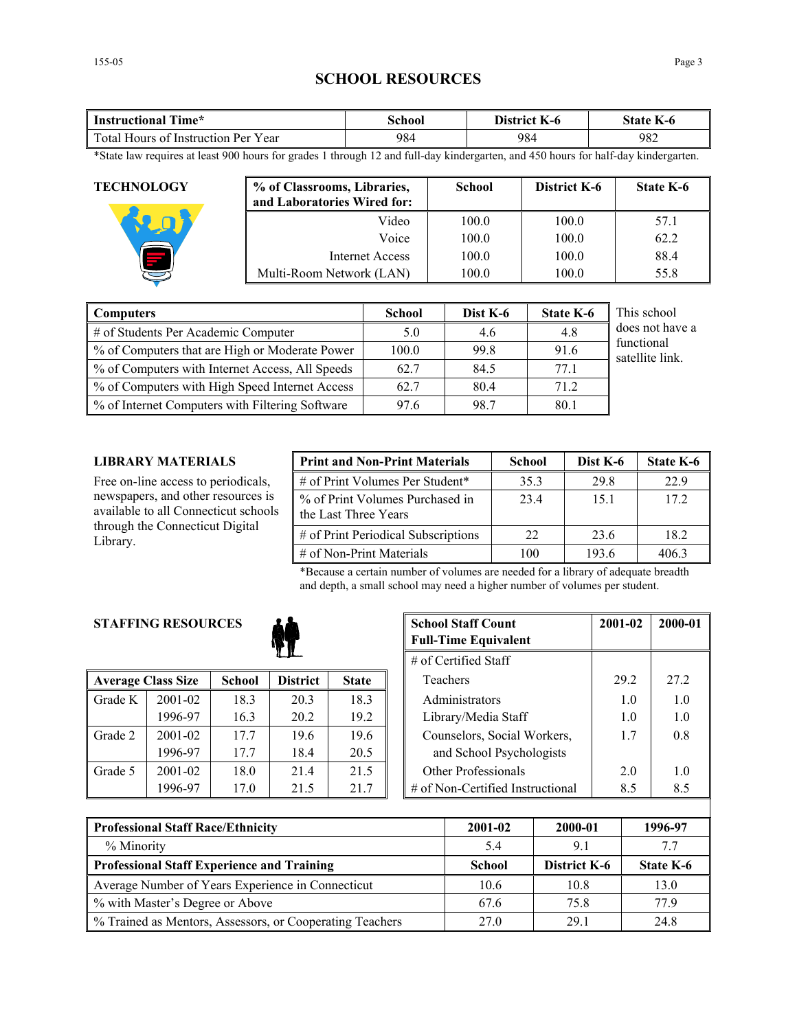# SCHOOL RESOURCES

| Instructional Time* | School | District K-6 | State K-6 |
|---|---|---|---|
| Total Hours of Instruction Per Year | 984 | 984 | 982 |

*State law requires at least 900 hours for grades 1 through 12 and full-day kindergarten, and 450 hours for half-day kindergarten.

### TECHNOLOGY

| % of Classrooms, Libraries, and Laboratories Wired for: | School | District K-6 | State K-6 |
|---|---|---|---|
| Video | 100.0 | 100.0 | 57.1 |
| Voice | 100.0 | 100.0 | 62.2 |
| Internet Access | 100.0 | 100.0 | 88.4 |
| Multi-Room Network (LAN) | 100.0 | 100.0 | 55.8 |

| Computers | School | Dist K-6 | State K-6 |
|---|---|---|---|
| # of Students Per Academic Computer | 5.0 | 4.6 | 4.8 |
| % of Computers that are High or Moderate Power | 100.0 | 99.8 | 91.6 |
| % of Computers with Internet Access, All Speeds | 62.7 | 84.5 | 77.1 |
| % of Computers with High Speed Internet Access | 62.7 | 80.4 | 71.2 |
| % of Internet Computers with Filtering Software | 97.6 | 98.7 | 80.1 |

This school does not have a functional satellite link.

### LIBRARY MATERIALS

Free on-line access to periodicals, newspapers, and other resources is available to all Connecticut schools through the Connecticut Digital Library.

| Print and Non-Print Materials | School | Dist K-6 | State K-6 |
|---|---|---|---|
| # of Print Volumes Per Student* | 35.3 | 29.8 | 22.9 |
| % of Print Volumes Purchased in the Last Three Years | 23.4 | 15.1 | 17.2 |
| # of Print Periodical Subscriptions | 22 | 23.6 | 18.2 |
| # of Non-Print Materials | 100 | 193.6 | 406.3 |

*Because a certain number of volumes are needed for a library of adequate breadth and depth, a small school may need a higher number of volumes per student.

### STAFFING RESOURCES

| Average Class Size | | School | District | State |
|---|---|---|---|---|
| Grade K | 2001-02 | 18.3 | 20.3 | 18.3 |
| | 1996-97 | 16.3 | 20.2 | 19.2 |
| Grade 2 | 2001-02 | 17.7 | 19.6 | 19.6 |
| | 1996-97 | 17.7 | 18.4 | 20.5 |
| Grade 5 | 2001-02 | 18.0 | 21.4 | 21.5 |
| | 1996-97 | 17.0 | 21.5 | 21.7 |

| School Staff Count Full-Time Equivalent | 2001-02 | 2000-01 |
|---|---|---|
| # of Certified Staff | | |
| Teachers | 29.2 | 27.2 |
| Administrators | 1.0 | 1.0 |
| Library/Media Staff | 1.0 | 1.0 |
| Counselors, Social Workers, and School Psychologists | 1.7 | 0.8 |
| Other Professionals | 2.0 | 1.0 |
| # of Non-Certified Instructional | 8.5 | 8.5 |

| Professional Staff Race/Ethnicity | 2001-02 | 2000-01 | 1996-97 |
|---|---|---|---|
| % Minority | 5.4 | 9.1 | 7.7 |
| **Professional Staff Experience and Training** | **School** | **District K-6** | **State K-6** |
| Average Number of Years Experience in Connecticut | 10.6 | 10.8 | 13.0 |
| % with Master's Degree or Above | 67.6 | 75.8 | 77.9 |
| % Trained as Mentors, Assessors, or Cooperating Teachers | 27.0 | 29.1 | 24.8 |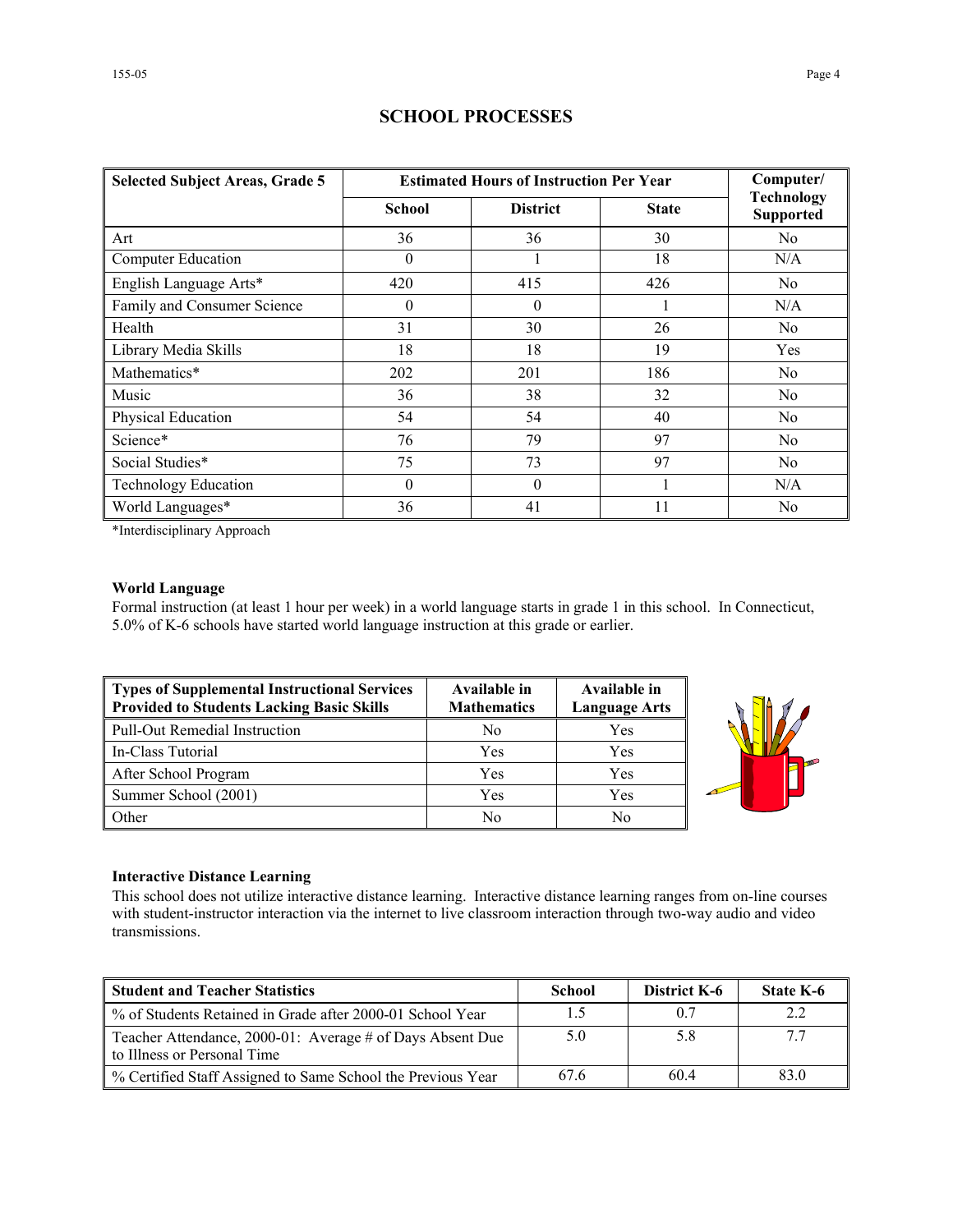# SCHOOL PROCESSES

| Selected Subject Areas, Grade 5 | Estimated Hours of Instruction Per Year | | | Computer/ Technology Supported |
|---|---|---|---|---|
| | School | District | State | |
| Art | 36 | 36 | 30 | No |
| Computer Education | 0 | 1 | 18 | N/A |
| English Language Arts* | 420 | 415 | 426 | No |
| Family and Consumer Science | 0 | 0 | 1 | N/A |
| Health | 31 | 30 | 26 | No |
| Library Media Skills | 18 | 18 | 19 | Yes |
| Mathematics* | 202 | 201 | 186 | No |
| Music | 36 | 38 | 32 | No |
| Physical Education | 54 | 54 | 40 | No |
| Science* | 76 | 79 | 97 | No |
| Social Studies* | 75 | 73 | 97 | No |
| Technology Education | 0 | 0 | 1 | N/A |
| World Languages* | 36 | 41 | 11 | No |

*Interdisciplinary Approach

**World Language**

Formal instruction (at least 1 hour per week) in a world language starts in grade 1 in this school. In Connecticut, 5.0% of K-6 schools have started world language instruction at this grade or earlier.

| Types of Supplemental Instructional Services Provided to Students Lacking Basic Skills | Available in Mathematics | Available in Language Arts |
|---|---|---|
| Pull-Out Remedial Instruction | No | Yes |
| In-Class Tutorial | Yes | Yes |
| After School Program | Yes | Yes |
| Summer School (2001) | Yes | Yes |
| Other | No | No |

**Interactive Distance Learning**

This school does not utilize interactive distance learning. Interactive distance learning ranges from on-line courses with student-instructor interaction via the internet to live classroom interaction through two-way audio and video transmissions.

| Student and Teacher Statistics | School | District K-6 | State K-6 |
|---|---|---|---|
| % of Students Retained in Grade after 2000-01 School Year | 1.5 | 0.7 | 2.2 |
| Teacher Attendance, 2000-01: Average # of Days Absent Due to Illness or Personal Time | 5.0 | 5.8 | 7.7 |
| % Certified Staff Assigned to Same School the Previous Year | 67.6 | 60.4 | 83.0 |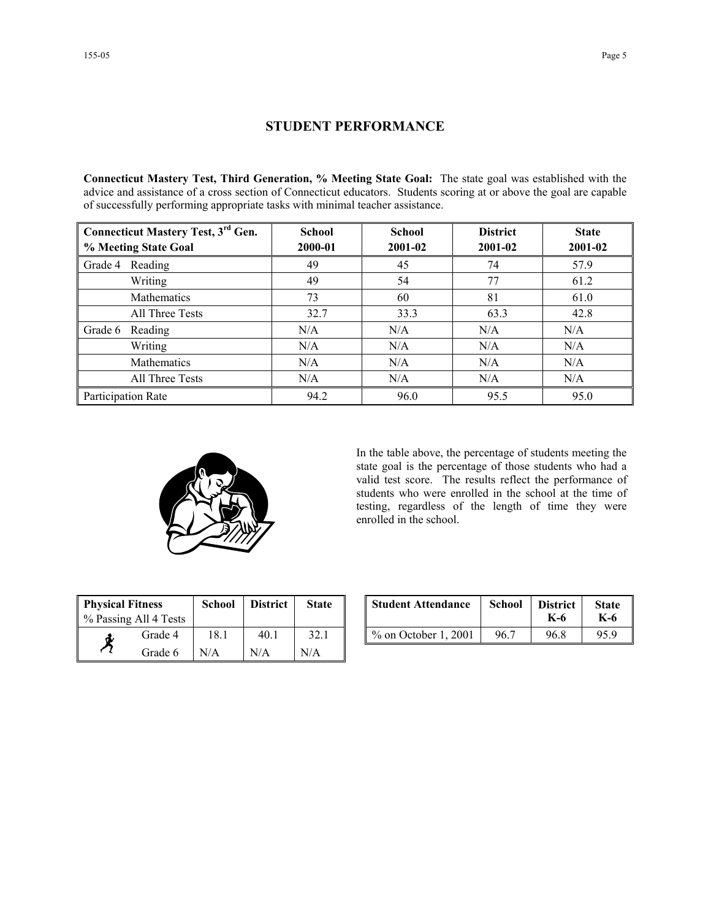## STUDENT PERFORMANCE

**Connecticut Mastery Test, Third Generation, % Meeting State Goal:** The state goal was established with the advice and assistance of a cross section of Connecticut educators. Students scoring at or above the goal are capable of successfully performing appropriate tasks with minimal teacher assistance.

| Connecticut Mastery Test, 3rd Gen. % Meeting State Goal | School 2000-01 | School 2001-02 | District 2001-02 | State 2001-02 |
|---|---|---|---|---|
| Grade 4 Reading | 49 | 45 | 74 | 57.9 |
| Writing | 49 | 54 | 77 | 61.2 |
| Mathematics | 73 | 60 | 81 | 61.0 |
| All Three Tests | 32.7 | 33.3 | 63.3 | 42.8 |
| Grade 6 Reading | N/A | N/A | N/A | N/A |
| Writing | N/A | N/A | N/A | N/A |
| Mathematics | N/A | N/A | N/A | N/A |
| All Three Tests | N/A | N/A | N/A | N/A |
| Participation Rate | 94.2 | 96.0 | 95.5 | 95.0 |

In the table above, the percentage of students meeting the state goal is the percentage of those students who had a valid test score. The results reflect the performance of students who were enrolled in the school at the time of testing, regardless of the length of time they were enrolled in the school.

| Physical Fitness % Passing All 4 Tests | School | District | State |
|---|---|---|---|
| Grade 4 | 18.1 | 40.1 | 32.1 |
| Grade 6 | N/A | N/A | N/A |

| Student Attendance | School | District K-6 | State K-6 |
|---|---|---|---|
| % on October 1, 2001 | 96.7 | 96.8 | 95.9 |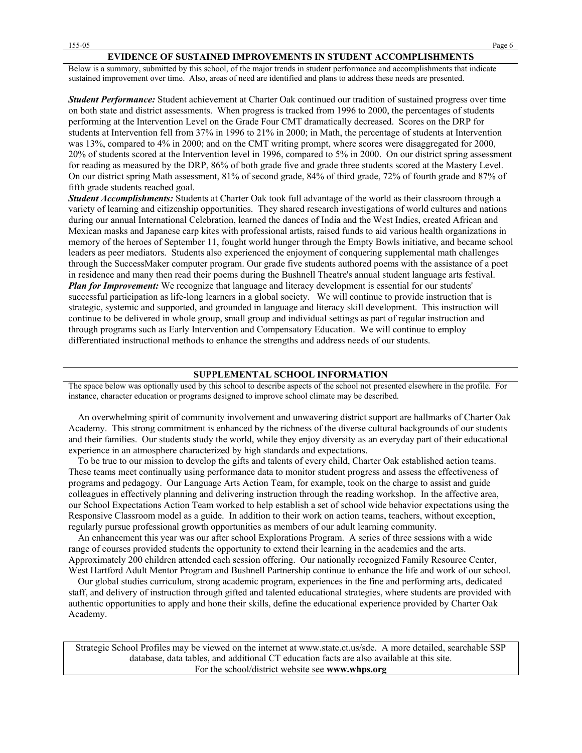## EVIDENCE OF SUSTAINED IMPROVEMENTS IN STUDENT ACCOMPLISHMENTS

Below is a summary, submitted by this school, of the major trends in student performance and accomplishments that indicate sustained improvement over time. Also, areas of need are identified and plans to address these needs are presented.

***Student Performance:*** Student achievement at Charter Oak continued our tradition of sustained progress over time on both state and district assessments. When progress is tracked from 1996 to 2000, the percentages of students performing at the Intervention Level on the Grade Four CMT dramatically decreased. Scores on the DRP for students at Intervention fell from 37% in 1996 to 21% in 2000; in Math, the percentage of students at Intervention was 13%, compared to 4% in 2000; and on the CMT writing prompt, where scores were disaggregated for 2000, 20% of students scored at the Intervention level in 1996, compared to 5% in 2000. On our district spring assessment for reading as measured by the DRP, 86% of both grade five and grade three students scored at the Mastery Level. On our district spring Math assessment, 81% of second grade, 84% of third grade, 72% of fourth grade and 87% of fifth grade students reached goal.

***Student Accomplishments:*** Students at Charter Oak took full advantage of the world as their classroom through a variety of learning and citizenship opportunities. They shared research investigations of world cultures and nations during our annual International Celebration, learned the dances of India and the West Indies, created African and Mexican masks and Japanese carp kites with professional artists, raised funds to aid various health organizations in memory of the heroes of September 11, fought world hunger through the Empty Bowls initiative, and became school leaders as peer mediators. Students also experienced the enjoyment of conquering supplemental math challenges through the SuccessMaker computer program. Our grade five students authored poems with the assistance of a poet in residence and many then read their poems during the Bushnell Theatre's annual student language arts festival.

***Plan for Improvement:*** We recognize that language and literacy development is essential for our students' successful participation as life-long learners in a global society. We will continue to provide instruction that is strategic, systemic and supported, and grounded in language and literacy skill development. This instruction will continue to be delivered in whole group, small group and individual settings as part of regular instruction and through programs such as Early Intervention and Compensatory Education. We will continue to employ differentiated instructional methods to enhance the strengths and address needs of our students.

## SUPPLEMENTAL SCHOOL INFORMATION

The space below was optionally used by this school to describe aspects of the school not presented elsewhere in the profile. For instance, character education or programs designed to improve school climate may be described.

An overwhelming spirit of community involvement and unwavering district support are hallmarks of Charter Oak Academy. This strong commitment is enhanced by the richness of the diverse cultural backgrounds of our students and their families. Our students study the world, while they enjoy diversity as an everyday part of their educational experience in an atmosphere characterized by high standards and expectations.

To be true to our mission to develop the gifts and talents of every child, Charter Oak established action teams. These teams meet continually using performance data to monitor student progress and assess the effectiveness of programs and pedagogy. Our Language Arts Action Team, for example, took on the charge to assist and guide colleagues in effectively planning and delivering instruction through the reading workshop. In the affective area, our School Expectations Action Team worked to help establish a set of school wide behavior expectations using the Responsive Classroom model as a guide. In addition to their work on action teams, teachers, without exception, regularly pursue professional growth opportunities as members of our adult learning community.

An enhancement this year was our after school Explorations Program. A series of three sessions with a wide range of courses provided students the opportunity to extend their learning in the academics and the arts. Approximately 200 children attended each session offering. Our nationally recognized Family Resource Center, West Hartford Adult Mentor Program and Bushnell Partnership continue to enhance the life and work of our school.

Our global studies curriculum, strong academic program, experiences in the fine and performing arts, dedicated staff, and delivery of instruction through gifted and talented educational strategies, where students are provided with authentic opportunities to apply and hone their skills, define the educational experience provided by Charter Oak Academy.

Strategic School Profiles may be viewed on the internet at www.state.ct.us/sde. A more detailed, searchable SSP database, data tables, and additional CT education facts are also available at this site.
For the school/district website see **www.whps.org**